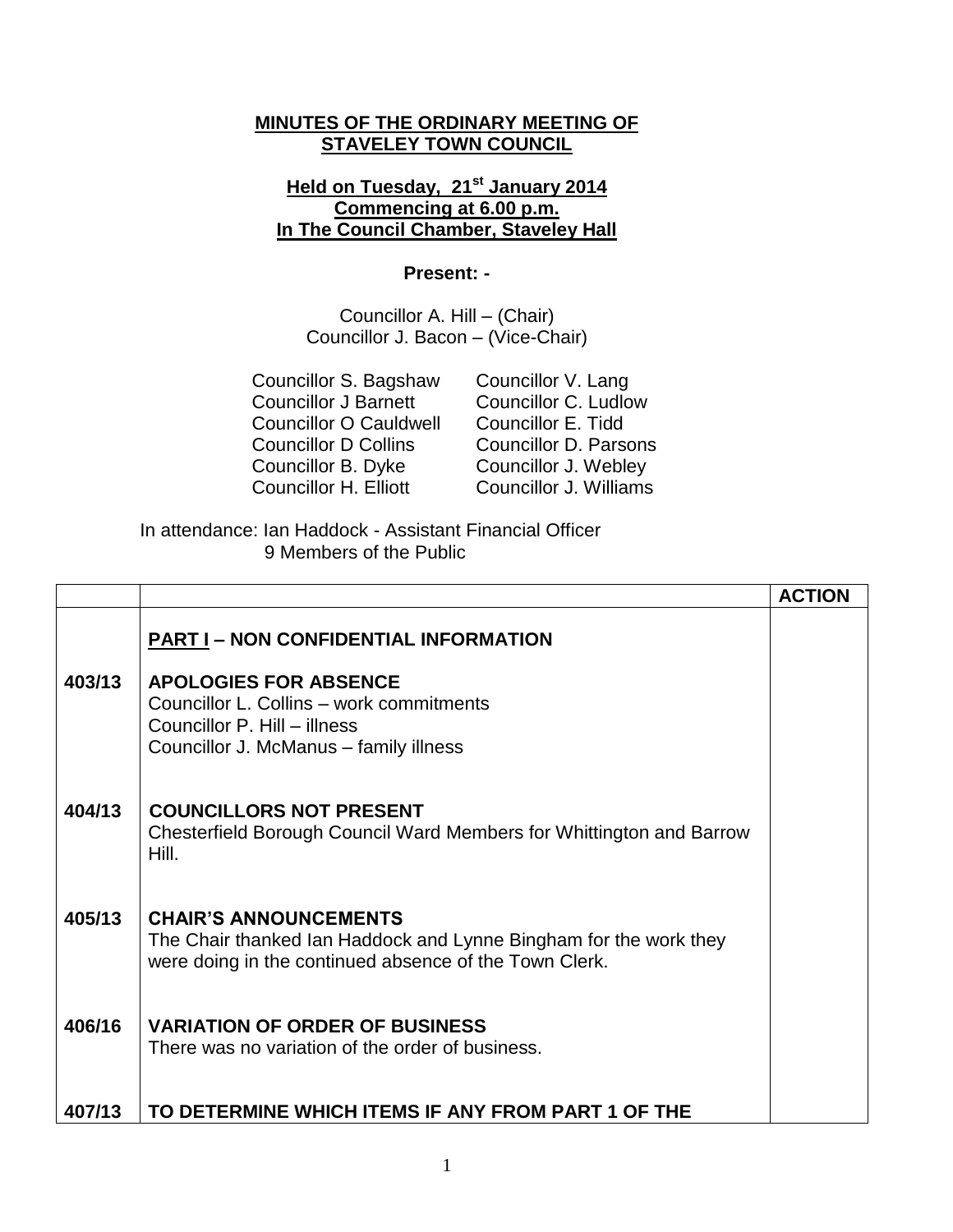# MINUTES OF THE ORDINARY MEETING OF STAVELEY TOWN COUNCIL

**Held on Tuesday, 21st January 2014**
**Commencing at 6.00 p.m.**
**In The Council Chamber, Staveley Hall**

**Present: -**

Councillor A. Hill – (Chair)
Councillor J. Bacon – (Vice-Chair)

Councillor S. Bagshaw
Councillor J Barnett
Councillor O Cauldwell
Councillor D Collins
Councillor B. Dyke
Councillor H. Elliott
Councillor V. Lang
Councillor C. Ludlow
Councillor E. Tidd
Councillor D. Parsons
Councillor J. Webley
Councillor J. Williams

In attendance: Ian Haddock - Assistant Financial Officer
9 Members of the Public

| | | ACTION |
|---|---|---|
| | **PART I – NON CONFIDENTIAL INFORMATION** | |
| **403/13** | **APOLOGIES FOR ABSENCE**<br>Councillor L. Collins – work commitments<br>Councillor P. Hill – illness<br>Councillor J. McManus – family illness | |
| **404/13** | **COUNCILLORS NOT PRESENT**<br>Chesterfield Borough Council Ward Members for Whittington and Barrow Hill. | |
| **405/13** | **CHAIR'S ANNOUNCEMENTS**<br>The Chair thanked Ian Haddock and Lynne Bingham for the work they were doing in the continued absence of the Town Clerk. | |
| **406/16** | **VARIATION OF ORDER OF BUSINESS**<br>There was no variation of the order of business. | |
| **407/13** | **TO DETERMINE WHICH ITEMS IF ANY FROM PART 1 OF THE** | |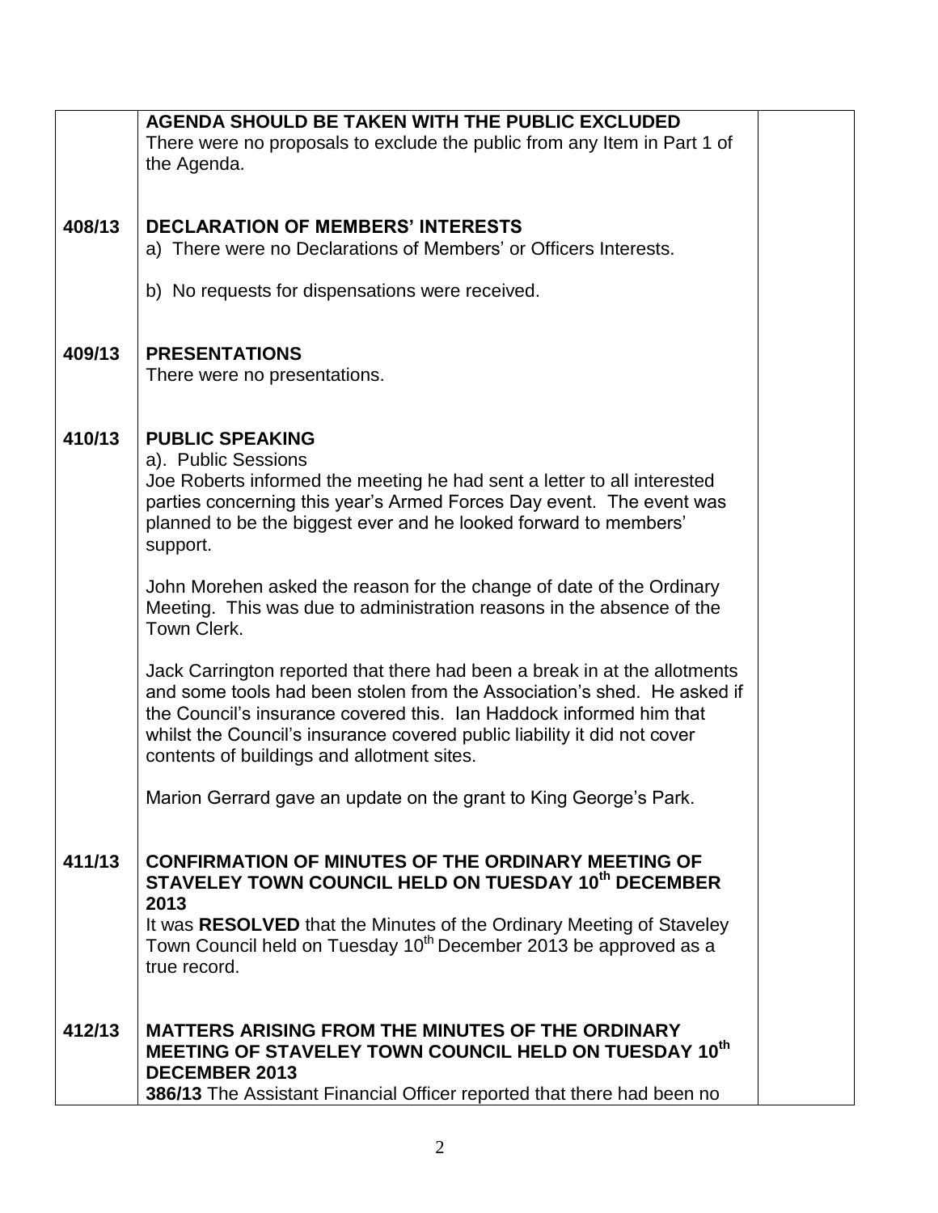|  |  |  |
|---|---|---|
|  | **AGENDA SHOULD BE TAKEN WITH THE PUBLIC EXCLUDED**<br>There were no proposals to exclude the public from any Item in Part 1 of the Agenda. |  |
| **408/13** | **DECLARATION OF MEMBERS' INTERESTS**<br>a) There were no Declarations of Members' or Officers Interests.<br><br>b) No requests for dispensations were received. |  |
| **409/13** | **PRESENTATIONS**<br>There were no presentations. |  |
| **410/13** | **PUBLIC SPEAKING**<br>a). Public Sessions<br>Joe Roberts informed the meeting he had sent a letter to all interested parties concerning this year's Armed Forces Day event. The event was planned to be the biggest ever and he looked forward to members' support.<br><br>John Morehen asked the reason for the change of date of the Ordinary Meeting. This was due to administration reasons in the absence of the Town Clerk.<br><br>Jack Carrington reported that there had been a break in at the allotments and some tools had been stolen from the Association's shed. He asked if the Council's insurance covered this. Ian Haddock informed him that whilst the Council's insurance covered public liability it did not cover contents of buildings and allotment sites.<br><br>Marion Gerrard gave an update on the grant to King George's Park. |  |
| **411/13** | **CONFIRMATION OF MINUTES OF THE ORDINARY MEETING OF STAVELEY TOWN COUNCIL HELD ON TUESDAY 10th DECEMBER 2013**<br>It was **RESOLVED** that the Minutes of the Ordinary Meeting of Staveley Town Council held on Tuesday 10th December 2013 be approved as a true record. |  |
| **412/13** | **MATTERS ARISING FROM THE MINUTES OF THE ORDINARY MEETING OF STAVELEY TOWN COUNCIL HELD ON TUESDAY 10th DECEMBER 2013**<br>**386/13** The Assistant Financial Officer reported that there had been no |  |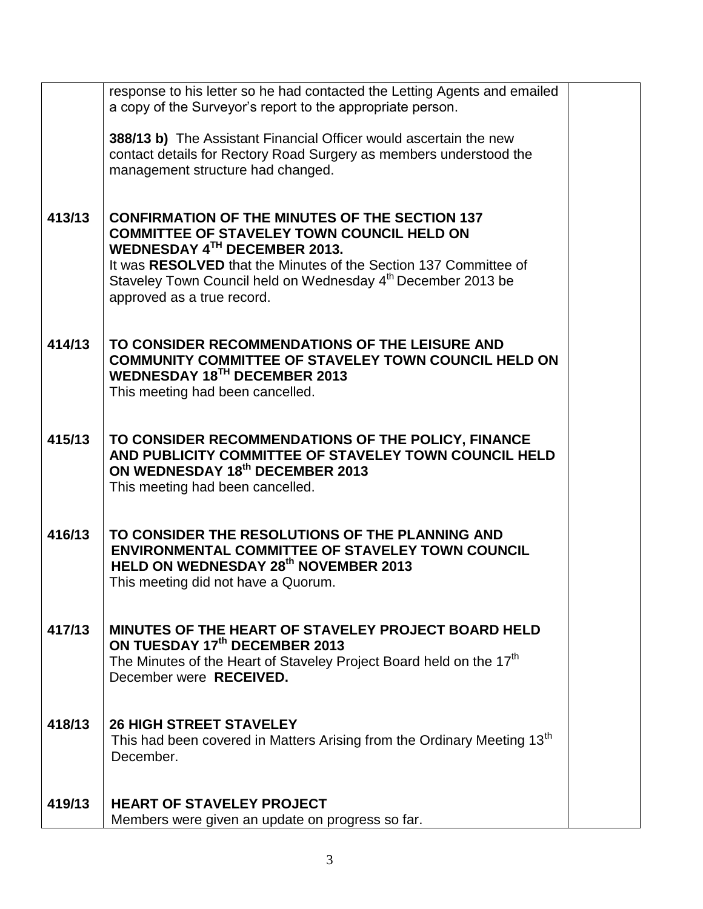|  |  |  |
|---|---|---|
|  | response to his letter so he had contacted the Letting Agents and emailed a copy of the Surveyor's report to the appropriate person.<br><br>**388/13 b)** The Assistant Financial Officer would ascertain the new contact details for Rectory Road Surgery as members understood the management structure had changed. |  |
| **413/13** | **CONFIRMATION OF THE MINUTES OF THE SECTION 137 COMMITTEE OF STAVELEY TOWN COUNCIL HELD ON WEDNESDAY 4TH DECEMBER 2013.**<br>It was **RESOLVED** that the Minutes of the Section 137 Committee of Staveley Town Council held on Wednesday 4th December 2013 be approved as a true record. |  |
| **414/13** | **TO CONSIDER RECOMMENDATIONS OF THE LEISURE AND COMMUNITY COMMITTEE OF STAVELEY TOWN COUNCIL HELD ON WEDNESDAY 18TH DECEMBER 2013**<br>This meeting had been cancelled. |  |
| **415/13** | **TO CONSIDER RECOMMENDATIONS OF THE POLICY, FINANCE AND PUBLICITY COMMITTEE OF STAVELEY TOWN COUNCIL HELD ON WEDNESDAY 18th DECEMBER 2013**<br>This meeting had been cancelled. |  |
| **416/13** | **TO CONSIDER THE RESOLUTIONS OF THE PLANNING AND ENVIRONMENTAL COMMITTEE OF STAVELEY TOWN COUNCIL HELD ON WEDNESDAY 28th NOVEMBER 2013**<br>This meeting did not have a Quorum. |  |
| **417/13** | **MINUTES OF THE HEART OF STAVELEY PROJECT BOARD HELD ON TUESDAY 17th DECEMBER 2013**<br>The Minutes of the Heart of Staveley Project Board held on the 17th December were **RECEIVED.** |  |
| **418/13** | **26 HIGH STREET STAVELEY**<br>This had been covered in Matters Arising from the Ordinary Meeting 13th December. |  |
| **419/13** | **HEART OF STAVELEY PROJECT**<br>Members were given an update on progress so far. |  |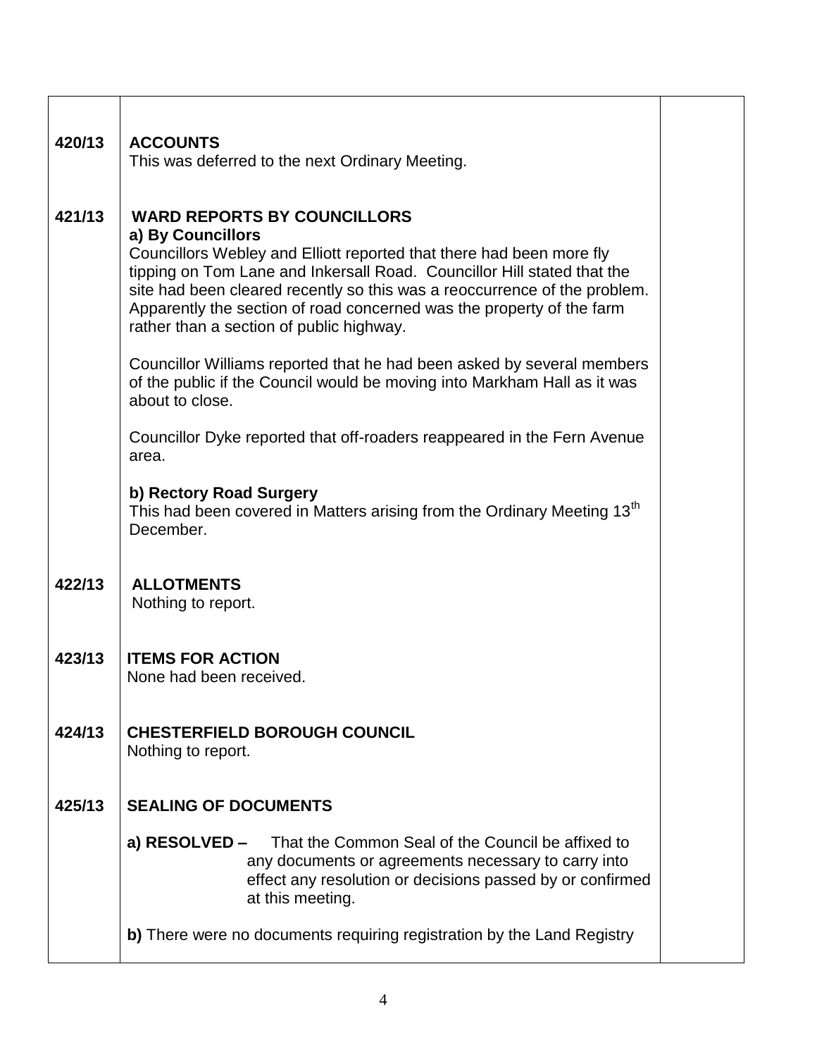| | | |
|---|---|---|
| **420/13** | **ACCOUNTS**<br>This was deferred to the next Ordinary Meeting. | |
| **421/13** | **WARD REPORTS BY COUNCILLORS**<br>**a) By Councillors**<br>Councillors Webley and Elliott reported that there had been more fly tipping on Tom Lane and Inkersall Road. Councillor Hill stated that the site had been cleared recently so this was a reoccurrence of the problem. Apparently the section of road concerned was the property of the farm rather than a section of public highway.<br><br>Councillor Williams reported that he had been asked by several members of the public if the Council would be moving into Markham Hall as it was about to close.<br><br>Councillor Dyke reported that off-roaders reappeared in the Fern Avenue area.<br><br>**b) Rectory Road Surgery**<br>This had been covered in Matters arising from the Ordinary Meeting 13th December. | |
| **422/13** | **ALLOTMENTS**<br>Nothing to report. | |
| **423/13** | **ITEMS FOR ACTION**<br>None had been received. | |
| **424/13** | **CHESTERFIELD BOROUGH COUNCIL**<br>Nothing to report. | |
| **425/13** | **SEALING OF DOCUMENTS**<br><br>**a) RESOLVED –** That the Common Seal of the Council be affixed to any documents or agreements necessary to carry into effect any resolution or decisions passed by or confirmed at this meeting.<br><br>**b)** There were no documents requiring registration by the Land Registry | |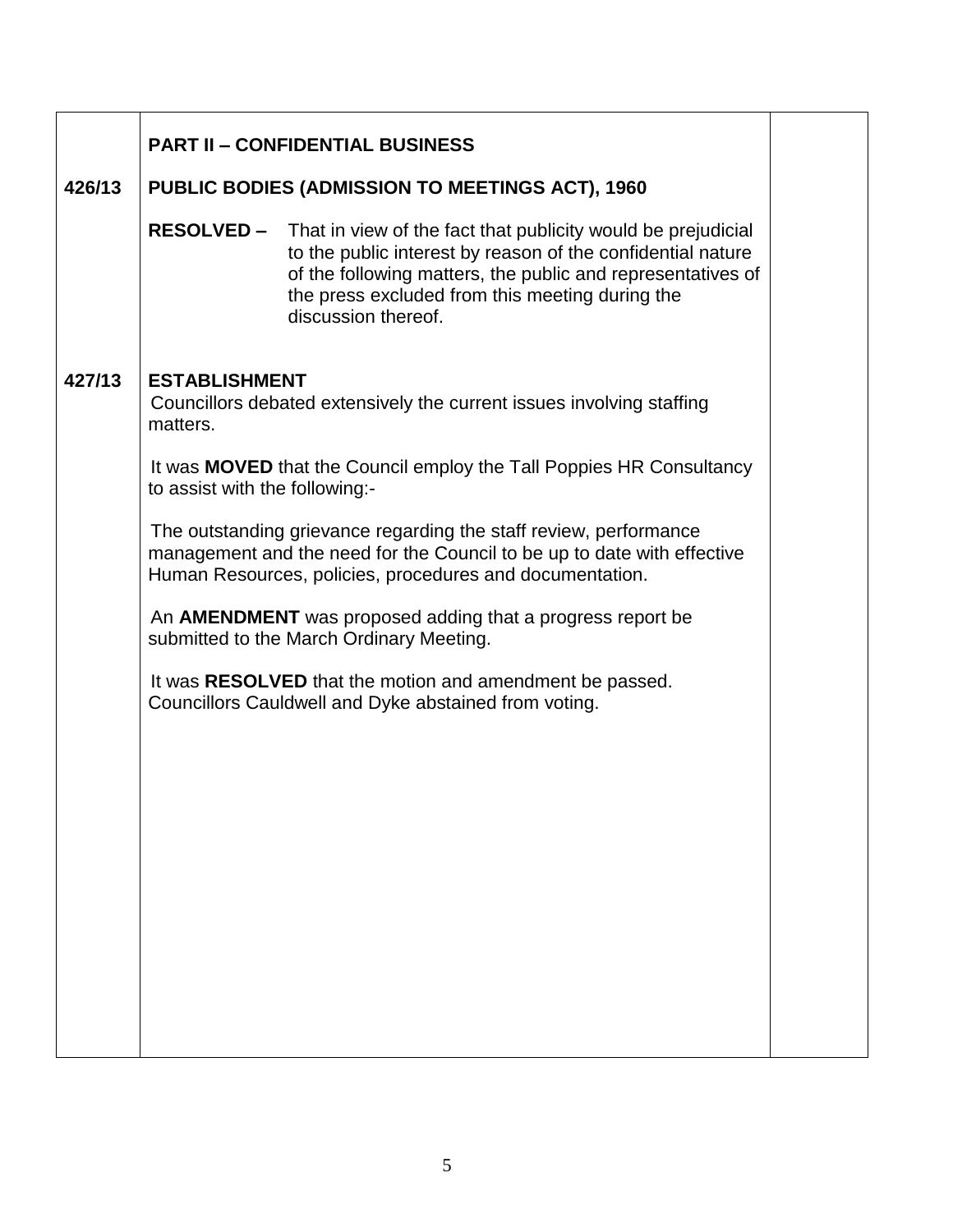## PART II – CONFIDENTIAL BUSINESS

### 426/13 PUBLIC BODIES (ADMISSION TO MEETINGS ACT), 1960

**RESOLVED –** That in view of the fact that publicity would be prejudicial to the public interest by reason of the confidential nature of the following matters, the public and representatives of the press excluded from this meeting during the discussion thereof.

### 427/13 ESTABLISHMENT

Councillors debated extensively the current issues involving staffing matters.

It was **MOVED** that the Council employ the Tall Poppies HR Consultancy to assist with the following:-

The outstanding grievance regarding the staff review, performance management and the need for the Council to be up to date with effective Human Resources, policies, procedures and documentation.

An **AMENDMENT** was proposed adding that a progress report be submitted to the March Ordinary Meeting.

It was **RESOLVED** that the motion and amendment be passed. Councillors Cauldwell and Dyke abstained from voting.